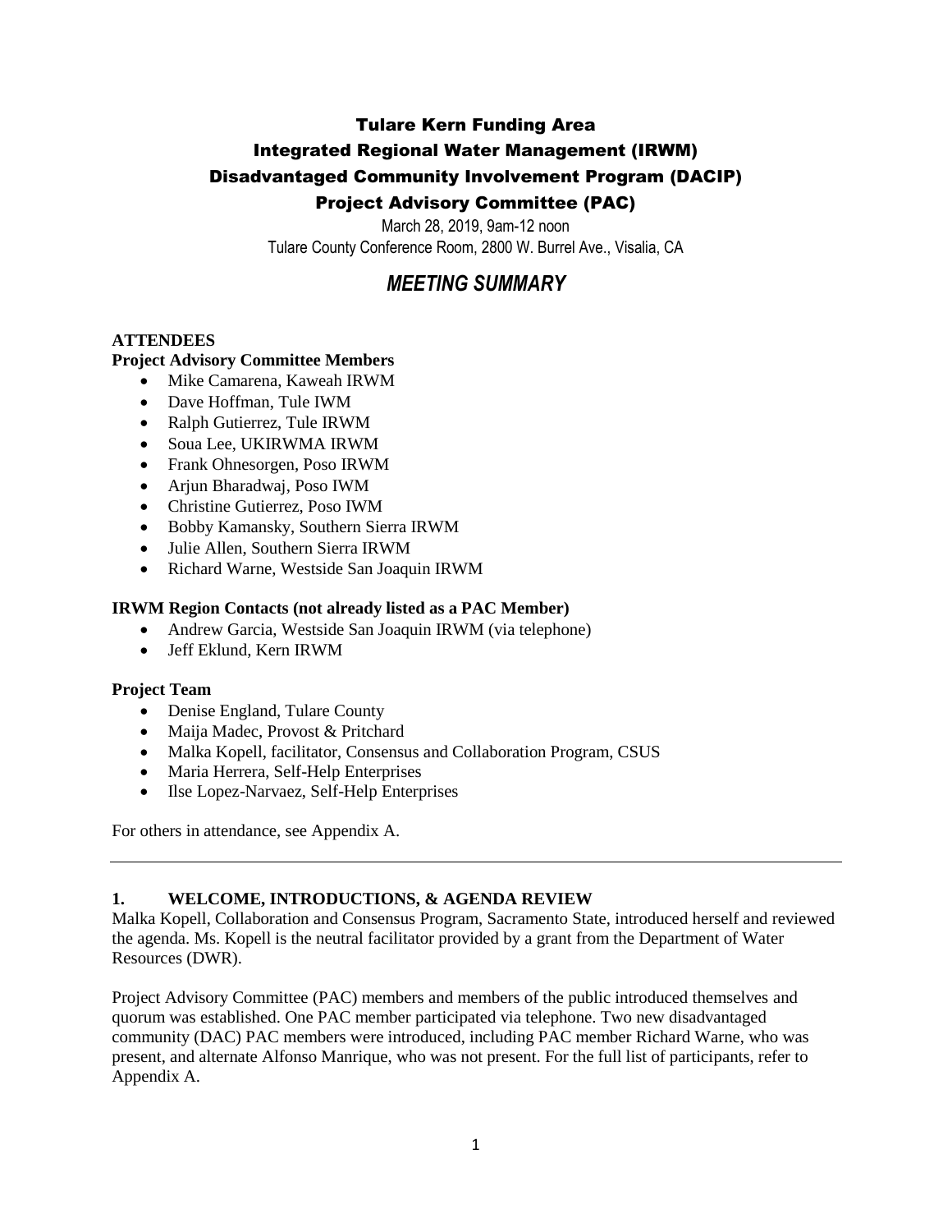# Tulare Kern Funding Area
# Integrated Regional Water Management (IRWM)
# Disadvantaged Community Involvement Program (DACIP)
# Project Advisory Committee (PAC)

March 28, 2019, 9am-12 noon

Tulare County Conference Room, 2800 W. Burrel Ave., Visalia, CA

## *MEETING SUMMARY*

**ATTENDEES**

**Project Advisory Committee Members**

- Mike Camarena, Kaweah IRWM
- Dave Hoffman, Tule IWM
- Ralph Gutierrez, Tule IRWM
- Soua Lee, UKIRWMA IRWM
- Frank Ohnesorgen, Poso IRWM
- Arjun Bharadwaj, Poso IWM
- Christine Gutierrez, Poso IWM
- Bobby Kamansky, Southern Sierra IRWM
- Julie Allen, Southern Sierra IRWM
- Richard Warne, Westside San Joaquin IRWM

**IRWM Region Contacts (not already listed as a PAC Member)**

- Andrew Garcia, Westside San Joaquin IRWM (via telephone)
- Jeff Eklund, Kern IRWM

**Project Team**

- Denise England, Tulare County
- Maija Madec, Provost & Pritchard
- Malka Kopell, facilitator, Consensus and Collaboration Program, CSUS
- Maria Herrera, Self-Help Enterprises
- Ilse Lopez-Narvaez, Self-Help Enterprises

For others in attendance, see Appendix A.

---

### 1. WELCOME, INTRODUCTIONS, & AGENDA REVIEW

Malka Kopell, Collaboration and Consensus Program, Sacramento State, introduced herself and reviewed the agenda. Ms. Kopell is the neutral facilitator provided by a grant from the Department of Water Resources (DWR).

Project Advisory Committee (PAC) members and members of the public introduced themselves and quorum was established. One PAC member participated via telephone. Two new disadvantaged community (DAC) PAC members were introduced, including PAC member Richard Warne, who was present, and alternate Alfonso Manrique, who was not present. For the full list of participants, refer to Appendix A.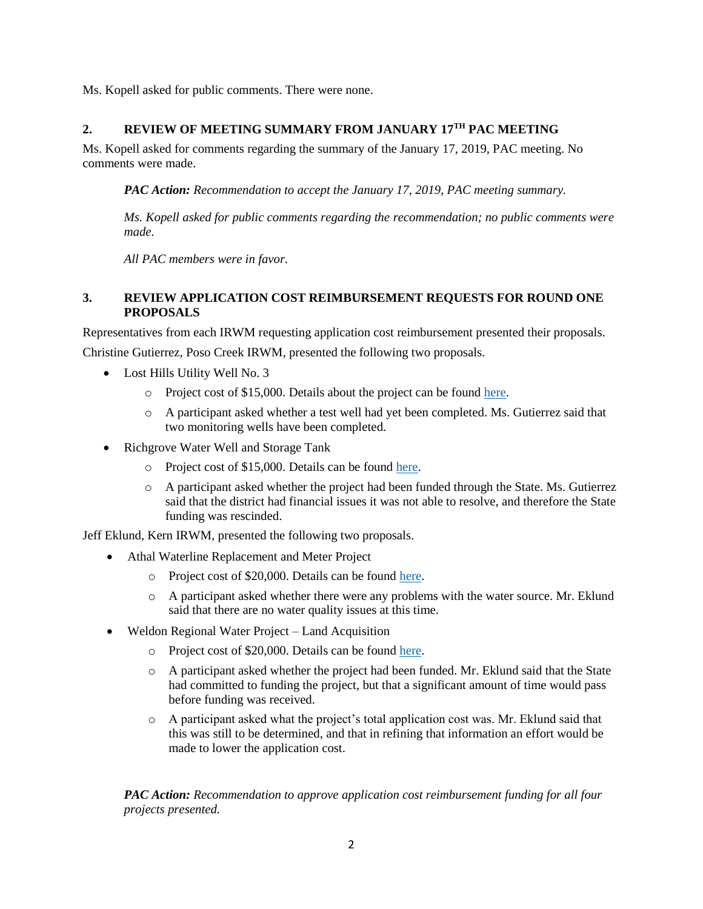Ms. Kopell asked for public comments. There were none.

## 2. REVIEW OF MEETING SUMMARY FROM JANUARY 17TH PAC MEETING

Ms. Kopell asked for comments regarding the summary of the January 17, 2019, PAC meeting. No comments were made.

> ***PAC Action:*** *Recommendation to accept the January 17, 2019, PAC meeting summary.*
>
> *Ms. Kopell asked for public comments regarding the recommendation; no public comments were made.*
>
> *All PAC members were in favor.*

## 3. REVIEW APPLICATION COST REIMBURSEMENT REQUESTS FOR ROUND ONE PROPOSALS

Representatives from each IRWM requesting application cost reimbursement presented their proposals.

Christine Gutierrez, Poso Creek IRWM, presented the following two proposals.

- Lost Hills Utility Well No. 3
  - Project cost of $15,000. Details about the project can be found here.
  - A participant asked whether a test well had yet been completed. Ms. Gutierrez said that two monitoring wells have been completed.
- Richgrove Water Well and Storage Tank
  - Project cost of $15,000. Details can be found here.
  - A participant asked whether the project had been funded through the State. Ms. Gutierrez said that the district had financial issues it was not able to resolve, and therefore the State funding was rescinded.

Jeff Eklund, Kern IRWM, presented the following two proposals.

- Athal Waterline Replacement and Meter Project
  - Project cost of $20,000. Details can be found here.
  - A participant asked whether there were any problems with the water source. Mr. Eklund said that there are no water quality issues at this time.
- Weldon Regional Water Project – Land Acquisition
  - Project cost of $20,000. Details can be found here.
  - A participant asked whether the project had been funded. Mr. Eklund said that the State had committed to funding the project, but that a significant amount of time would pass before funding was received.
  - A participant asked what the project's total application cost was. Mr. Eklund said that this was still to be determined, and that in refining that information an effort would be made to lower the application cost.

> ***PAC Action:*** *Recommendation to approve application cost reimbursement funding for all four projects presented.*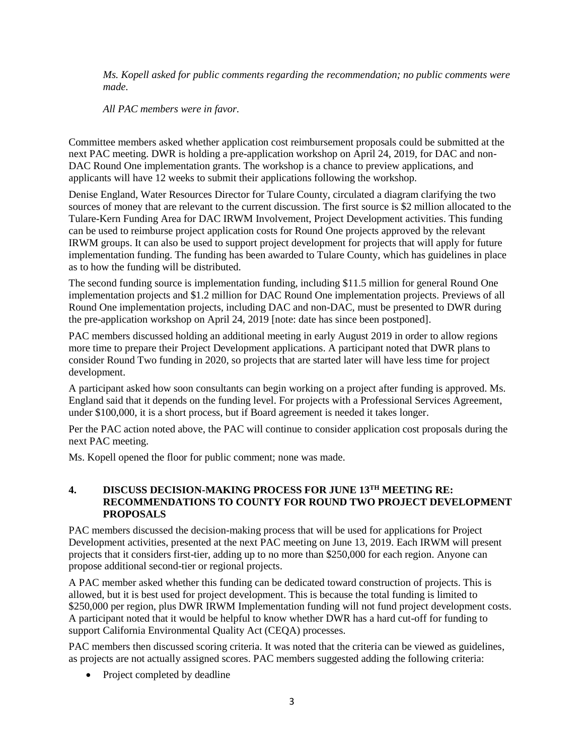*Ms. Kopell asked for public comments regarding the recommendation; no public comments were made.*

*All PAC members were in favor.*

Committee members asked whether application cost reimbursement proposals could be submitted at the next PAC meeting. DWR is holding a pre-application workshop on April 24, 2019, for DAC and non-DAC Round One implementation grants. The workshop is a chance to preview applications, and applicants will have 12 weeks to submit their applications following the workshop.

Denise England, Water Resources Director for Tulare County, circulated a diagram clarifying the two sources of money that are relevant to the current discussion. The first source is $2 million allocated to the Tulare-Kern Funding Area for DAC IRWM Involvement, Project Development activities. This funding can be used to reimburse project application costs for Round One projects approved by the relevant IRWM groups. It can also be used to support project development for projects that will apply for future implementation funding. The funding has been awarded to Tulare County, which has guidelines in place as to how the funding will be distributed.

The second funding source is implementation funding, including $11.5 million for general Round One implementation projects and $1.2 million for DAC Round One implementation projects. Previews of all Round One implementation projects, including DAC and non-DAC, must be presented to DWR during the pre-application workshop on April 24, 2019 [note: date has since been postponed].

PAC members discussed holding an additional meeting in early August 2019 in order to allow regions more time to prepare their Project Development applications. A participant noted that DWR plans to consider Round Two funding in 2020, so projects that are started later will have less time for project development.

A participant asked how soon consultants can begin working on a project after funding is approved. Ms. England said that it depends on the funding level. For projects with a Professional Services Agreement, under $100,000, it is a short process, but if Board agreement is needed it takes longer.

Per the PAC action noted above, the PAC will continue to consider application cost proposals during the next PAC meeting.

Ms. Kopell opened the floor for public comment; none was made.

## 4. DISCUSS DECISION-MAKING PROCESS FOR JUNE 13TH MEETING RE: RECOMMENDATIONS TO COUNTY FOR ROUND TWO PROJECT DEVELOPMENT PROPOSALS

PAC members discussed the decision-making process that will be used for applications for Project Development activities, presented at the next PAC meeting on June 13, 2019. Each IRWM will present projects that it considers first-tier, adding up to no more than $250,000 for each region. Anyone can propose additional second-tier or regional projects.

A PAC member asked whether this funding can be dedicated toward construction of projects. This is allowed, but it is best used for project development. This is because the total funding is limited to $250,000 per region, plus DWR IRWM Implementation funding will not fund project development costs. A participant noted that it would be helpful to know whether DWR has a hard cut-off for funding to support California Environmental Quality Act (CEQA) processes.

PAC members then discussed scoring criteria. It was noted that the criteria can be viewed as guidelines, as projects are not actually assigned scores. PAC members suggested adding the following criteria:

- Project completed by deadline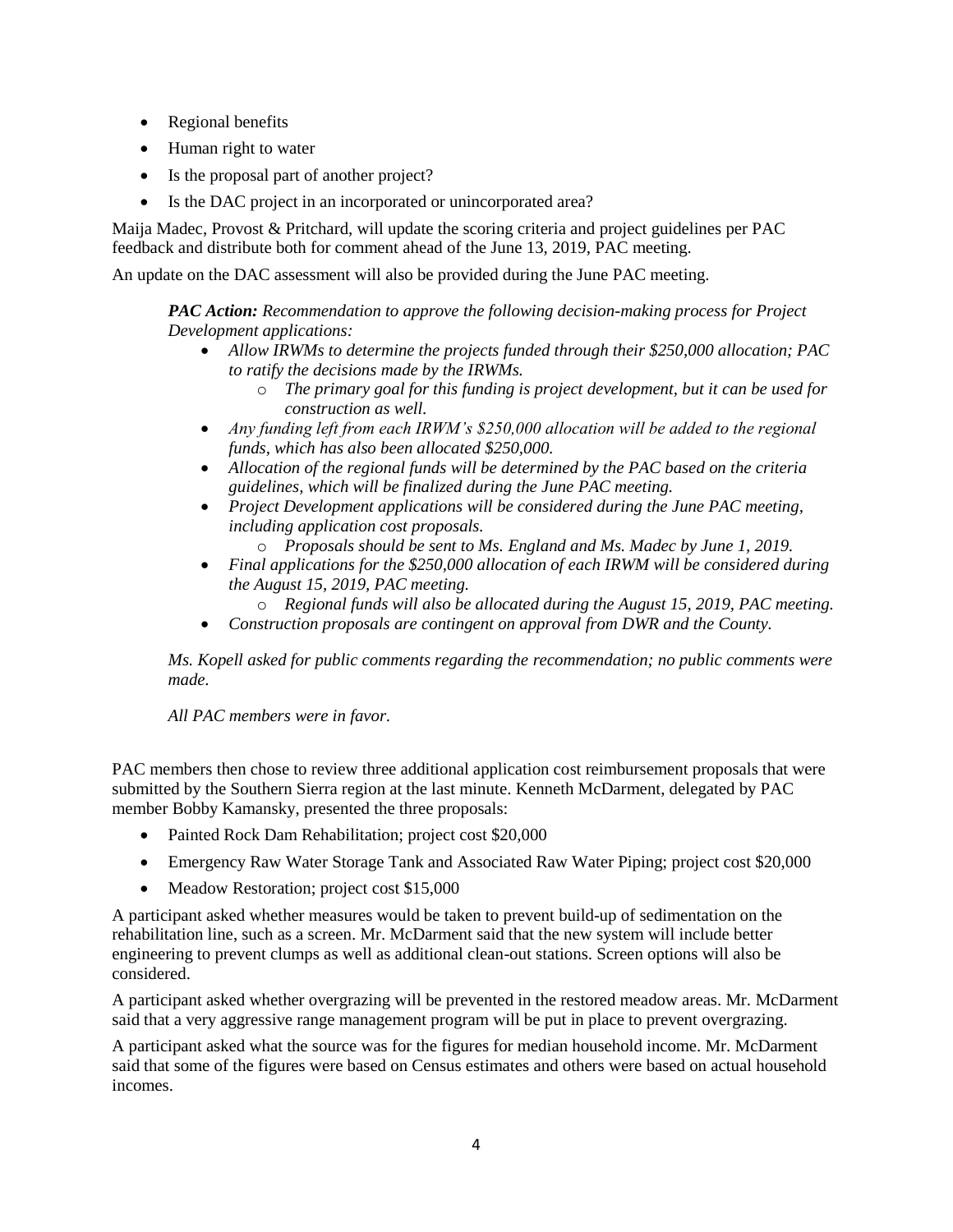- Regional benefits
- Human right to water
- Is the proposal part of another project?
- Is the DAC project in an incorporated or unincorporated area?

Maija Madec, Provost & Pritchard, will update the scoring criteria and project guidelines per PAC feedback and distribute both for comment ahead of the June 13, 2019, PAC meeting.

An update on the DAC assessment will also be provided during the June PAC meeting.

> ***PAC Action:*** *Recommendation to approve the following decision-making process for Project Development applications:*
>
> - *Allow IRWMs to determine the projects funded through their $250,000 allocation; PAC to ratify the decisions made by the IRWMs.*
>     - *The primary goal for this funding is project development, but it can be used for construction as well.*
> - *Any funding left from each IRWM's $250,000 allocation will be added to the regional funds, which has also been allocated $250,000.*
> - *Allocation of the regional funds will be determined by the PAC based on the criteria guidelines, which will be finalized during the June PAC meeting.*
> - *Project Development applications will be considered during the June PAC meeting, including application cost proposals.*
>     - *Proposals should be sent to Ms. England and Ms. Madec by June 1, 2019.*
> - *Final applications for the $250,000 allocation of each IRWM will be considered during the August 15, 2019, PAC meeting.*
>     - *Regional funds will also be allocated during the August 15, 2019, PAC meeting.*
> - *Construction proposals are contingent on approval from DWR and the County.*
>
> *Ms. Kopell asked for public comments regarding the recommendation; no public comments were made.*
>
> *All PAC members were in favor.*

PAC members then chose to review three additional application cost reimbursement proposals that were submitted by the Southern Sierra region at the last minute. Kenneth McDarment, delegated by PAC member Bobby Kamansky, presented the three proposals:

- Painted Rock Dam Rehabilitation; project cost $20,000
- Emergency Raw Water Storage Tank and Associated Raw Water Piping; project cost $20,000
- Meadow Restoration; project cost $15,000

A participant asked whether measures would be taken to prevent build-up of sedimentation on the rehabilitation line, such as a screen. Mr. McDarment said that the new system will include better engineering to prevent clumps as well as additional clean-out stations. Screen options will also be considered.

A participant asked whether overgrazing will be prevented in the restored meadow areas. Mr. McDarment said that a very aggressive range management program will be put in place to prevent overgrazing.

A participant asked what the source was for the figures for median household income. Mr. McDarment said that some of the figures were based on Census estimates and others were based on actual household incomes.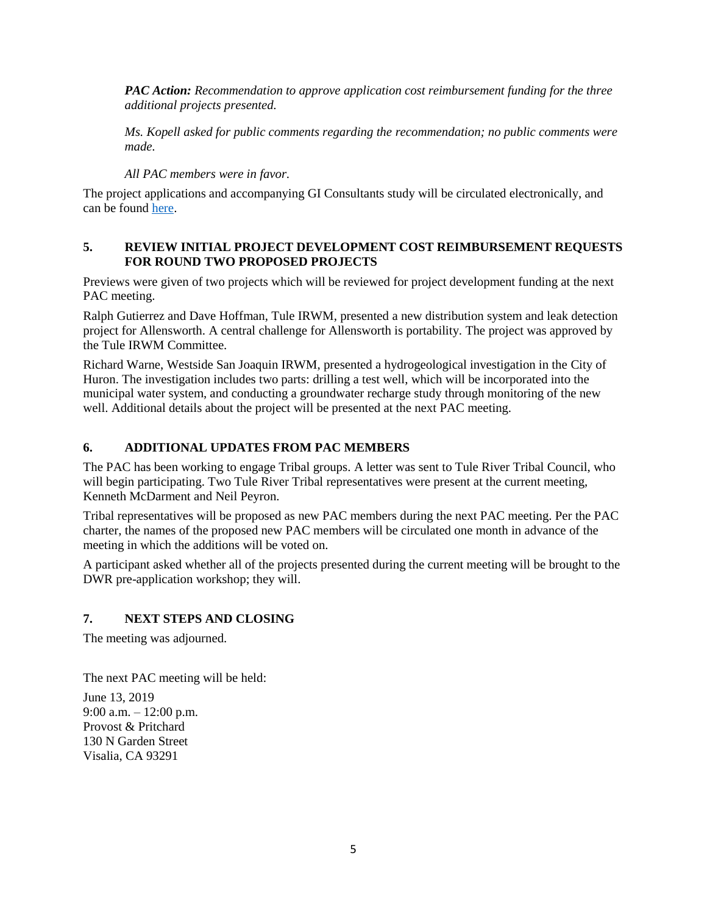*__PAC Action:__ Recommendation to approve application cost reimbursement funding for the three additional projects presented.*

*Ms. Kopell asked for public comments regarding the recommendation; no public comments were made.*

*All PAC members were in favor.*

The project applications and accompanying GI Consultants study will be circulated electronically, and can be found here.

## 5. REVIEW INITIAL PROJECT DEVELOPMENT COST REIMBURSEMENT REQUESTS FOR ROUND TWO PROPOSED PROJECTS

Previews were given of two projects which will be reviewed for project development funding at the next PAC meeting.

Ralph Gutierrez and Dave Hoffman, Tule IRWM, presented a new distribution system and leak detection project for Allensworth. A central challenge for Allensworth is portability. The project was approved by the Tule IRWM Committee.

Richard Warne, Westside San Joaquin IRWM, presented a hydrogeological investigation in the City of Huron. The investigation includes two parts: drilling a test well, which will be incorporated into the municipal water system, and conducting a groundwater recharge study through monitoring of the new well. Additional details about the project will be presented at the next PAC meeting.

## 6. ADDITIONAL UPDATES FROM PAC MEMBERS

The PAC has been working to engage Tribal groups. A letter was sent to Tule River Tribal Council, who will begin participating. Two Tule River Tribal representatives were present at the current meeting, Kenneth McDarment and Neil Peyron.

Tribal representatives will be proposed as new PAC members during the next PAC meeting. Per the PAC charter, the names of the proposed new PAC members will be circulated one month in advance of the meeting in which the additions will be voted on.

A participant asked whether all of the projects presented during the current meeting will be brought to the DWR pre-application workshop; they will.

## 7. NEXT STEPS AND CLOSING

The meeting was adjourned.

The next PAC meeting will be held:

June 13, 2019
9:00 a.m. – 12:00 p.m.
Provost & Pritchard
130 N Garden Street
Visalia, CA 93291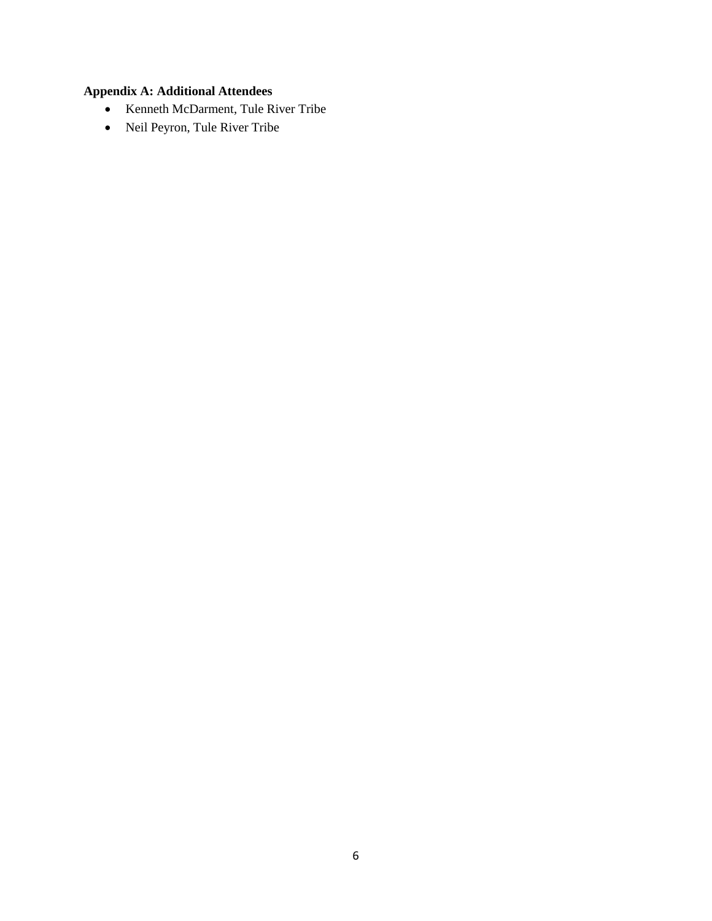**Appendix A: Additional Attendees**

- Kenneth McDarment, Tule River Tribe
- Neil Peyron, Tule River Tribe